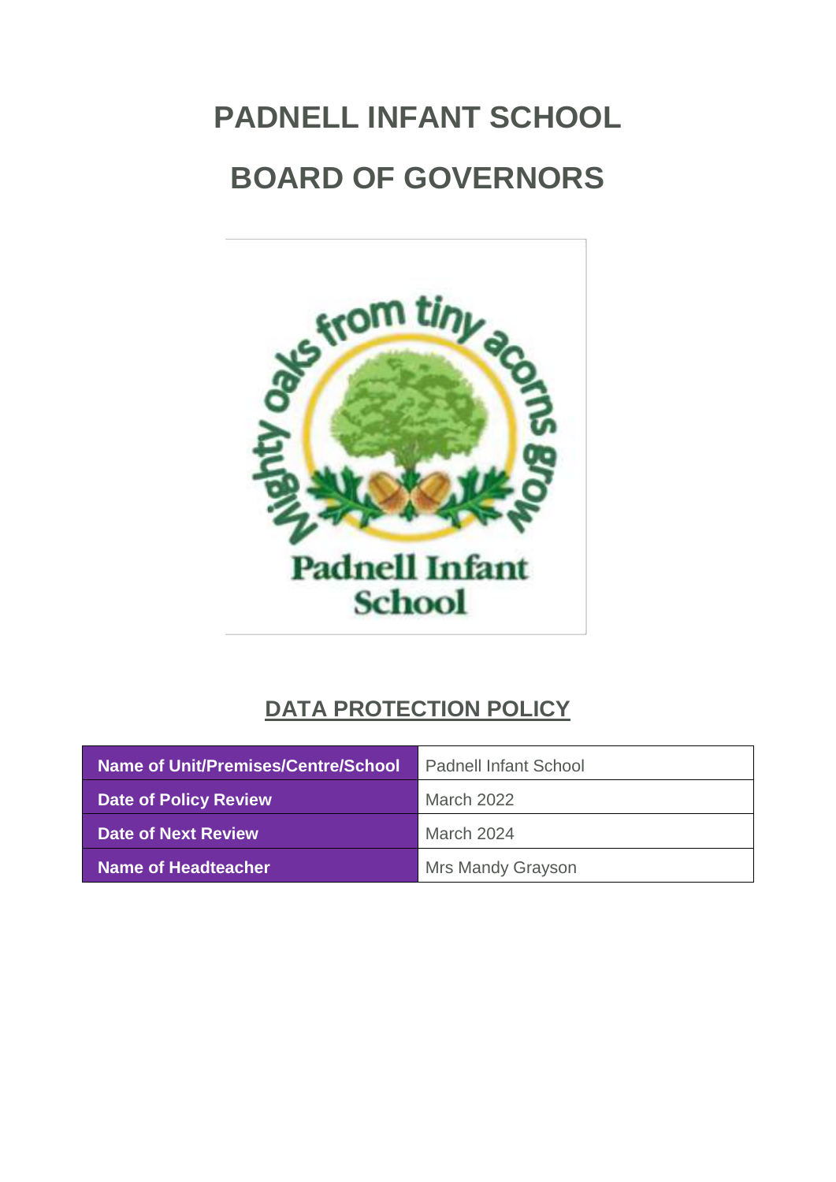# PADNELL INFANT SCHOOL

# BOARD OF GOVERNORS

## DATA PROTECTION POLICY

| Name of Unit/Premises/Centre/School | Padnell Infant School |
|---|---|
| Date of Policy Review | March 2022 |
| Date of Next Review | March 2024 |
| Name of Headteacher | Mrs Mandy Grayson |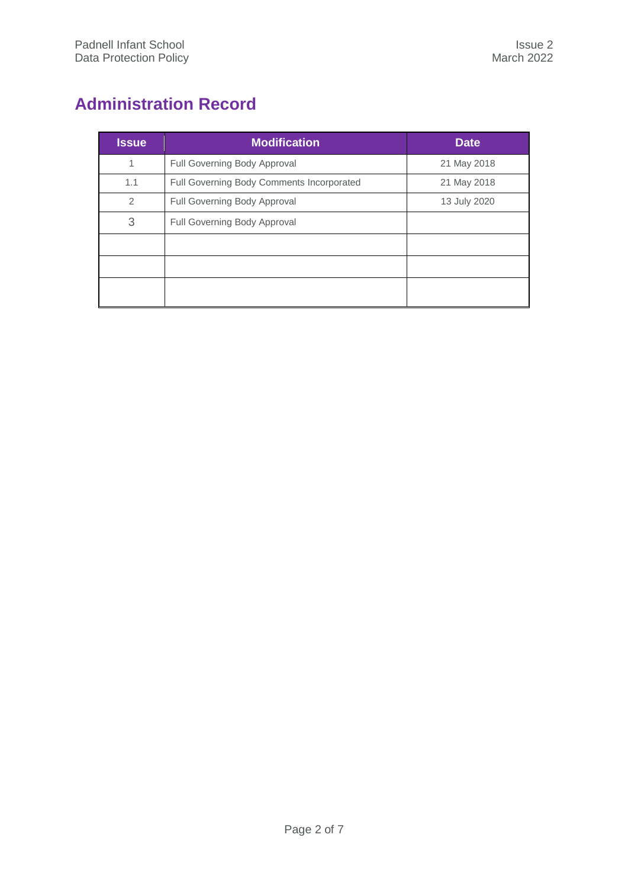# Administration Record

| Issue | Modification | Date |
| --- | --- | --- |
| 1 | Full Governing Body Approval | 21 May 2018 |
| 1.1 | Full Governing Body Comments Incorporated | 21 May 2018 |
| 2 | Full Governing Body Approval | 13 July 2020 |
| 3 | Full Governing Body Approval | |
| | | |
| | | |
| | | |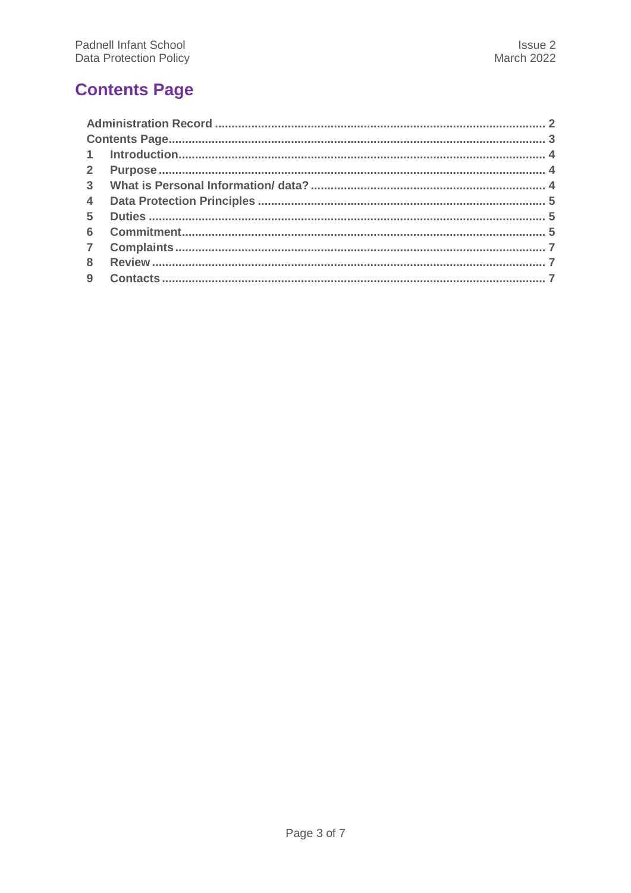# Contents Page

Administration Record .................................................................................................. 2
Contents Page.................................................................................................................. 3
1 Introduction.................................................................................................................. 4
2 Purpose ......................................................................................................................... 4
3 What is Personal Information/ data? .......................................................................... 4
4 Data Protection Principles ............................................................................................ 5
5 Duties ........................................................................................................................... 5
6 Commitment.................................................................................................................. 5
7 Complaints .................................................................................................................... 7
8 Review ........................................................................................................................... 7
9 Contacts ........................................................................................................................ 7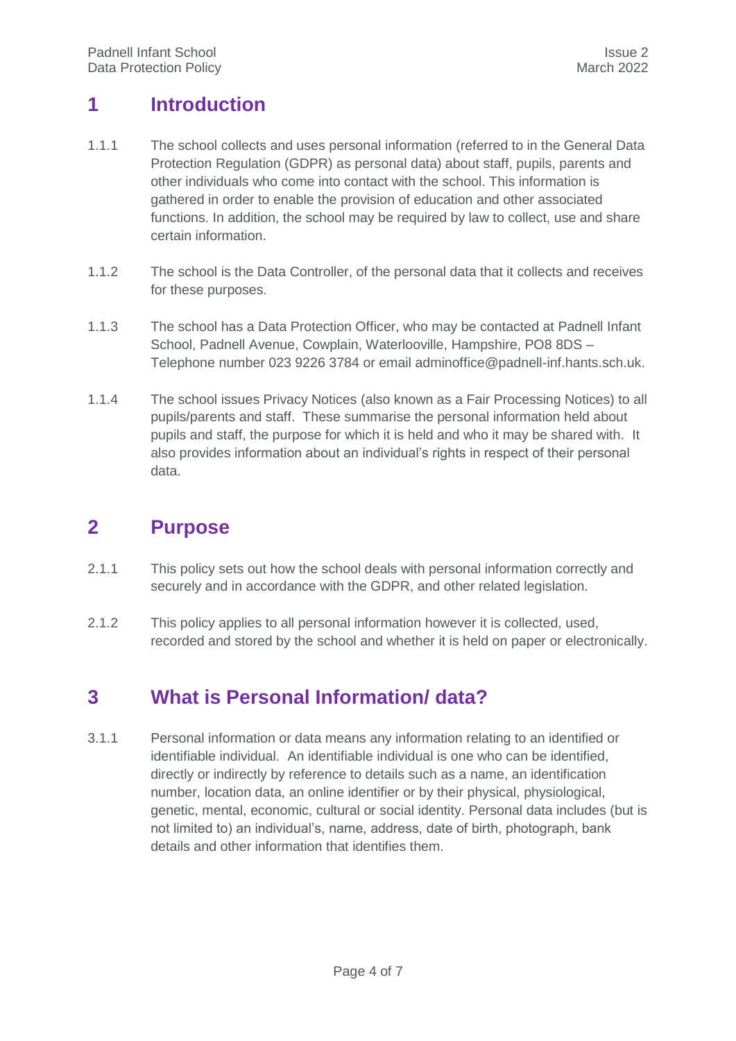# 1 Introduction

1.1.1 The school collects and uses personal information (referred to in the General Data Protection Regulation (GDPR) as personal data) about staff, pupils, parents and other individuals who come into contact with the school. This information is gathered in order to enable the provision of education and other associated functions. In addition, the school may be required by law to collect, use and share certain information.

1.1.2 The school is the Data Controller, of the personal data that it collects and receives for these purposes.

1.1.3 The school has a Data Protection Officer, who may be contacted at Padnell Infant School, Padnell Avenue, Cowplain, Waterlooville, Hampshire, PO8 8DS – Telephone number 023 9226 3784 or email adminoffice@padnell-inf.hants.sch.uk.

1.1.4 The school issues Privacy Notices (also known as a Fair Processing Notices) to all pupils/parents and staff. These summarise the personal information held about pupils and staff, the purpose for which it is held and who it may be shared with. It also provides information about an individual's rights in respect of their personal data.

# 2 Purpose

2.1.1 This policy sets out how the school deals with personal information correctly and securely and in accordance with the GDPR, and other related legislation.

2.1.2 This policy applies to all personal information however it is collected, used, recorded and stored by the school and whether it is held on paper or electronically.

# 3 What is Personal Information/ data?

3.1.1 Personal information or data means any information relating to an identified or identifiable individual. An identifiable individual is one who can be identified, directly or indirectly by reference to details such as a name, an identification number, location data, an online identifier or by their physical, physiological, genetic, mental, economic, cultural or social identity. Personal data includes (but is not limited to) an individual's, name, address, date of birth, photograph, bank details and other information that identifies them.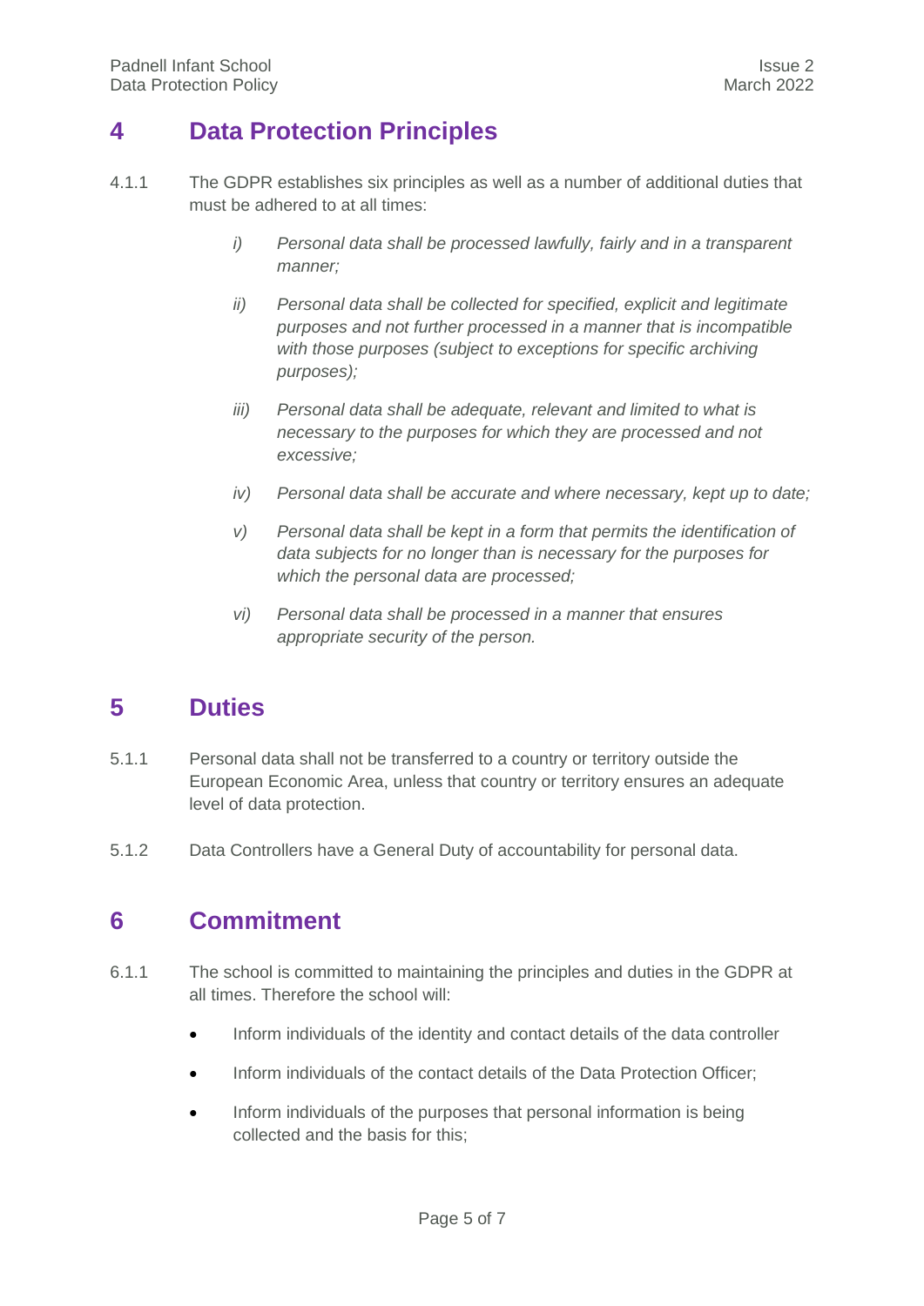## 4 Data Protection Principles

4.1.1 The GDPR establishes six principles as well as a number of additional duties that must be adhered to at all times:

*i) Personal data shall be processed lawfully, fairly and in a transparent manner;*

*ii) Personal data shall be collected for specified, explicit and legitimate purposes and not further processed in a manner that is incompatible with those purposes (subject to exceptions for specific archiving purposes);*

*iii) Personal data shall be adequate, relevant and limited to what is necessary to the purposes for which they are processed and not excessive;*

*iv) Personal data shall be accurate and where necessary, kept up to date;*

*v) Personal data shall be kept in a form that permits the identification of data subjects for no longer than is necessary for the purposes for which the personal data are processed;*

*vi) Personal data shall be processed in a manner that ensures appropriate security of the person.*

## 5 Duties

5.1.1 Personal data shall not be transferred to a country or territory outside the European Economic Area, unless that country or territory ensures an adequate level of data protection.

5.1.2 Data Controllers have a General Duty of accountability for personal data.

## 6 Commitment

6.1.1 The school is committed to maintaining the principles and duties in the GDPR at all times. Therefore the school will:

- Inform individuals of the identity and contact details of the data controller
- Inform individuals of the contact details of the Data Protection Officer;
- Inform individuals of the purposes that personal information is being collected and the basis for this;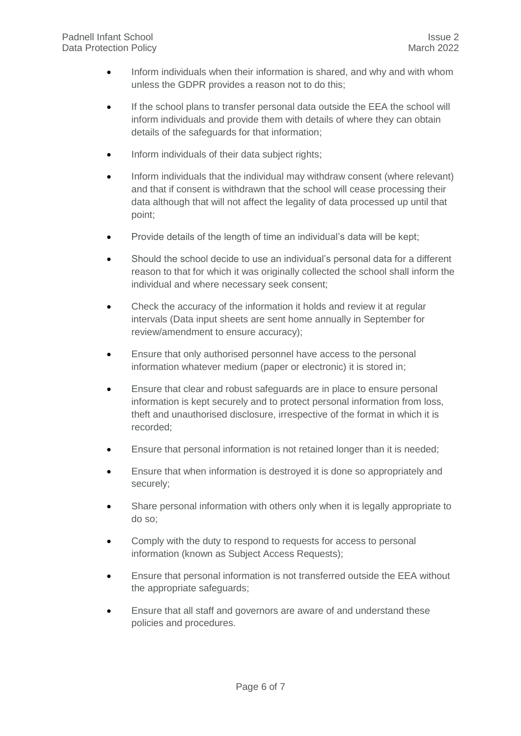- Inform individuals when their information is shared, and why and with whom unless the GDPR provides a reason not to do this;
- If the school plans to transfer personal data outside the EEA the school will inform individuals and provide them with details of where they can obtain details of the safeguards for that information;
- Inform individuals of their data subject rights;
- Inform individuals that the individual may withdraw consent (where relevant) and that if consent is withdrawn that the school will cease processing their data although that will not affect the legality of data processed up until that point;
- Provide details of the length of time an individual's data will be kept;
- Should the school decide to use an individual's personal data for a different reason to that for which it was originally collected the school shall inform the individual and where necessary seek consent;
- Check the accuracy of the information it holds and review it at regular intervals (Data input sheets are sent home annually in September for review/amendment to ensure accuracy);
- Ensure that only authorised personnel have access to the personal information whatever medium (paper or electronic) it is stored in;
- Ensure that clear and robust safeguards are in place to ensure personal information is kept securely and to protect personal information from loss, theft and unauthorised disclosure, irrespective of the format in which it is recorded;
- Ensure that personal information is not retained longer than it is needed;
- Ensure that when information is destroyed it is done so appropriately and securely;
- Share personal information with others only when it is legally appropriate to do so;
- Comply with the duty to respond to requests for access to personal information (known as Subject Access Requests);
- Ensure that personal information is not transferred outside the EEA without the appropriate safeguards;
- Ensure that all staff and governors are aware of and understand these policies and procedures.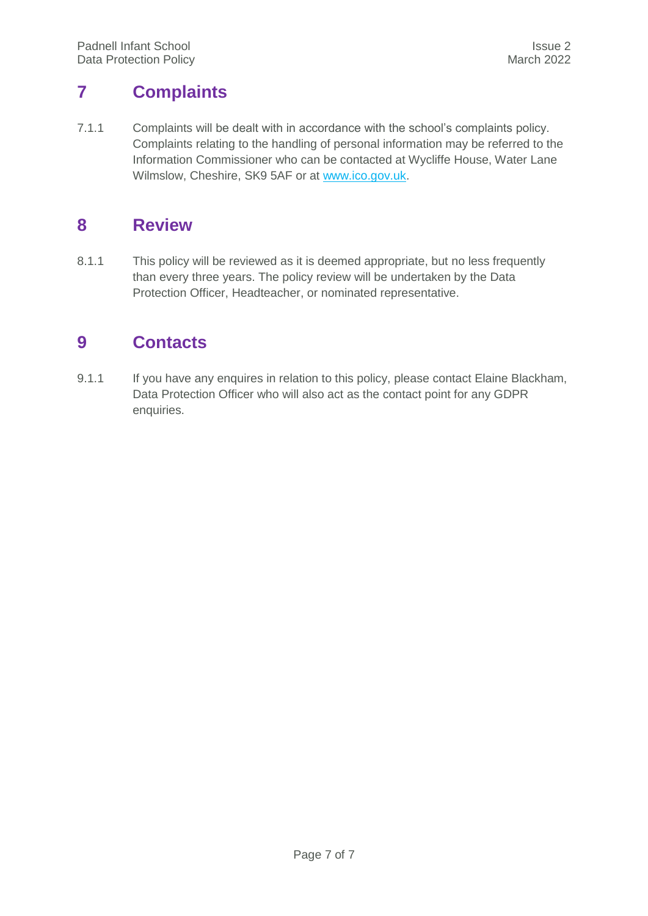## 7 Complaints

7.1.1 Complaints will be dealt with in accordance with the school's complaints policy. Complaints relating to the handling of personal information may be referred to the Information Commissioner who can be contacted at Wycliffe House, Water Lane Wilmslow, Cheshire, SK9 5AF or at www.ico.gov.uk.

## 8 Review

8.1.1 This policy will be reviewed as it is deemed appropriate, but no less frequently than every three years. The policy review will be undertaken by the Data Protection Officer, Headteacher, or nominated representative.

## 9 Contacts

9.1.1 If you have any enquires in relation to this policy, please contact Elaine Blackham, Data Protection Officer who will also act as the contact point for any GDPR enquiries.